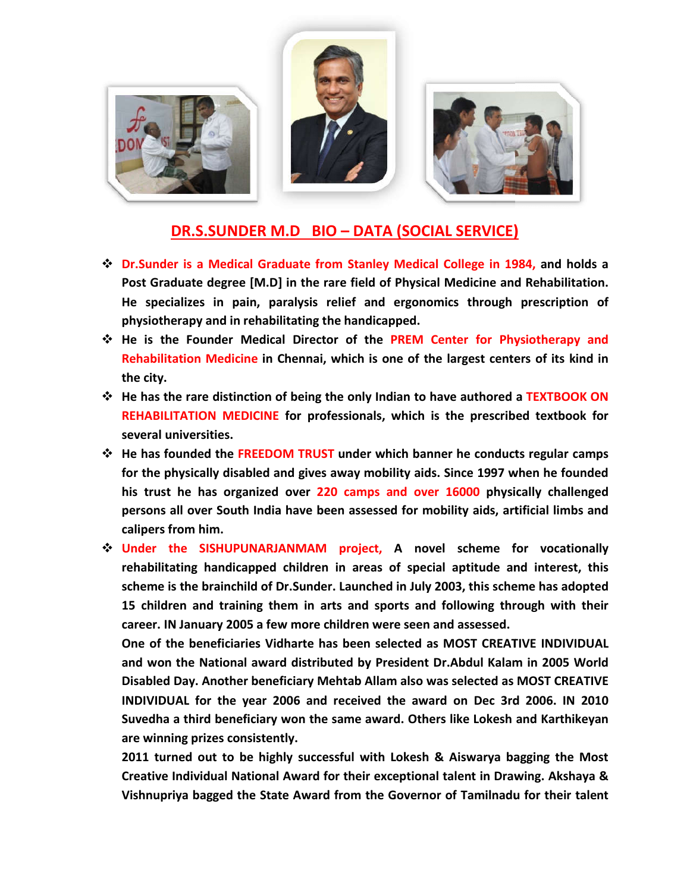## DR.S.SUNDER M.D BIO – DATA (SOCIAL SERVICE)

- **Dr.Sunder is a Medical Graduate from Stanley Medical College in 1984, and holds a Post Graduate degree [M.D] in the rare field of Physical Medicine and Rehabilitation. He specializes in pain, paralysis relief and ergonomics through prescription of physiotherapy and in rehabilitating the handicapped.**
- **He is the Founder Medical Director of the PREM Center for Physiotherapy and Rehabilitation Medicine in Chennai, which is one of the largest centers of its kind in the city.**
- **He has the rare distinction of being the only Indian to have authored a TEXTBOOK ON REHABILITATION MEDICINE for professionals, which is the prescribed textbook for several universities.**
- **He has founded the FREEDOM TRUST under which banner he conducts regular camps for the physically disabled and gives away mobility aids. Since 1997 when he founded his trust he has organized over 220 camps and over 16000 physically challenged persons all over South India have been assessed for mobility aids, artificial limbs and calipers from him.**
- **Under the SISHUPUNARJANMAM project, A novel scheme for vocationally rehabilitating handicapped children in areas of special aptitude and interest, this scheme is the brainchild of Dr.Sunder. Launched in July 2003, this scheme has adopted 15 children and training them in arts and sports and following through with their career. IN January 2005 a few more children were seen and assessed.**

  **One of the beneficiaries Vidharte has been selected as MOST CREATIVE INDIVIDUAL and won the National award distributed by President Dr.Abdul Kalam in 2005 World Disabled Day. Another beneficiary Mehtab Allam also was selected as MOST CREATIVE INDIVIDUAL for the year 2006 and received the award on Dec 3rd 2006. IN 2010 Suvedha a third beneficiary won the same award. Others like Lokesh and Karthikeyan are winning prizes consistently.**

  **2011 turned out to be highly successful with Lokesh & Aiswarya bagging the Most Creative Individual National Award for their exceptional talent in Drawing. Akshaya & Vishnupriya bagged the State Award from the Governor of Tamilnadu for their talent**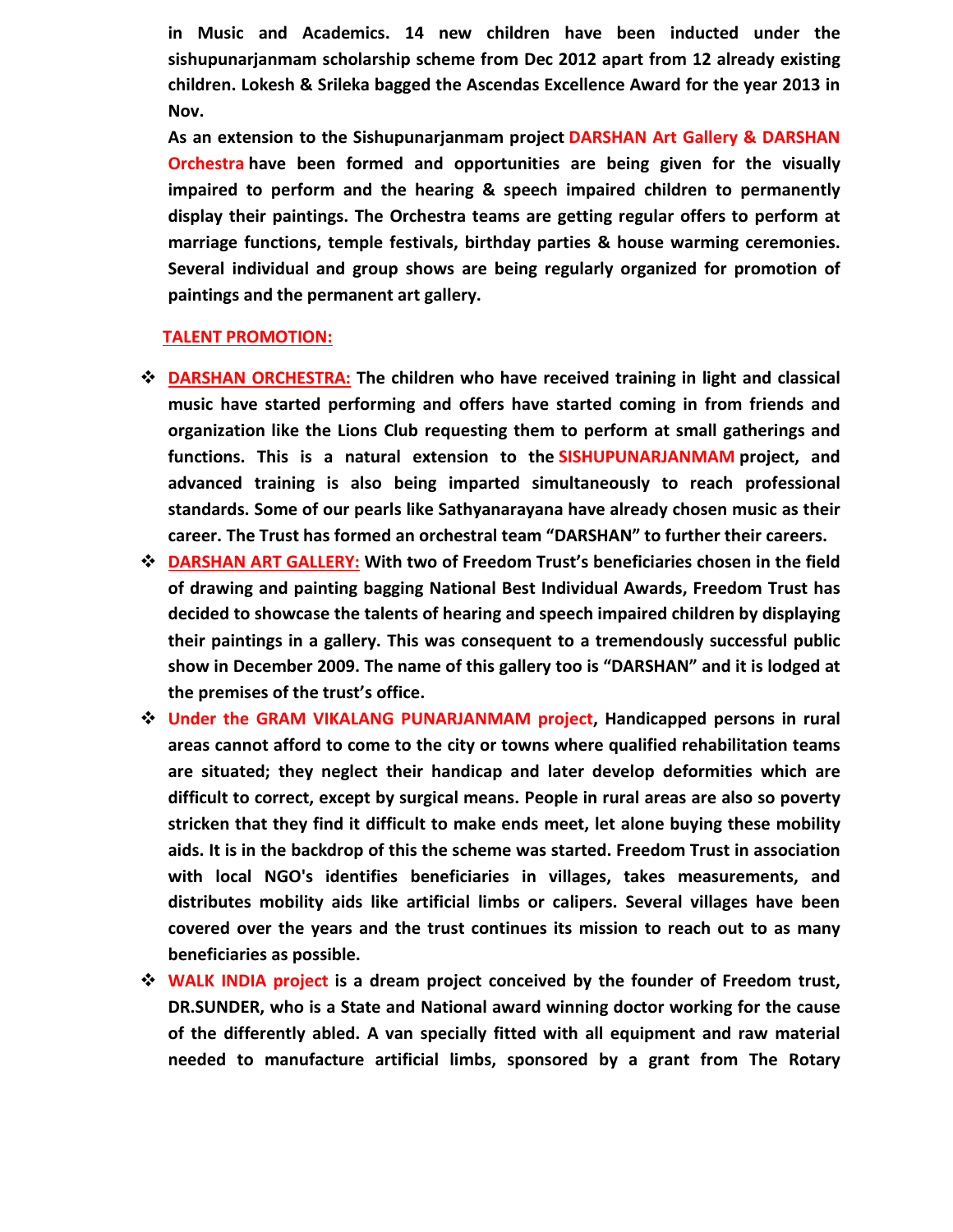**in Music and Academics. 14 new children have been inducted under the sishupunarjanmam scholarship scheme from Dec 2012 apart from 12 already existing children. Lokesh & Srileka bagged the Ascendas Excellence Award for the year 2013 in Nov.**

**As an extension to the Sishupunarjanmam project DARSHAN Art Gallery & DARSHAN Orchestra have been formed and opportunities are being given for the visually impaired to perform and the hearing & speech impaired children to permanently display their paintings. The Orchestra teams are getting regular offers to perform at marriage functions, temple festivals, birthday parties & house warming ceremonies. Several individual and group shows are being regularly organized for promotion of paintings and the permanent art gallery.**

## TALENT PROMOTION:

- **DARSHAN ORCHESTRA: The children who have received training in light and classical music have started performing and offers have started coming in from friends and organization like the Lions Club requesting them to perform at small gatherings and functions. This is a natural extension to the SISHUPUNARJANMAM project, and advanced training is also being imparted simultaneously to reach professional standards. Some of our pearls like Sathyanarayana have already chosen music as their career. The Trust has formed an orchestral team "DARSHAN" to further their careers.**
- **DARSHAN ART GALLERY: With two of Freedom Trust's beneficiaries chosen in the field of drawing and painting bagging National Best Individual Awards, Freedom Trust has decided to showcase the talents of hearing and speech impaired children by displaying their paintings in a gallery. This was consequent to a tremendously successful public show in December 2009. The name of this gallery too is "DARSHAN" and it is lodged at the premises of the trust's office.**
- **Under the GRAM VIKALANG PUNARJANMAM project, Handicapped persons in rural areas cannot afford to come to the city or towns where qualified rehabilitation teams are situated; they neglect their handicap and later develop deformities which are difficult to correct, except by surgical means. People in rural areas are also so poverty stricken that they find it difficult to make ends meet, let alone buying these mobility aids. It is in the backdrop of this the scheme was started. Freedom Trust in association with local NGO's identifies beneficiaries in villages, takes measurements, and distributes mobility aids like artificial limbs or calipers. Several villages have been covered over the years and the trust continues its mission to reach out to as many beneficiaries as possible.**
- **WALK INDIA project is a dream project conceived by the founder of Freedom trust, DR.SUNDER, who is a State and National award winning doctor working for the cause of the differently abled. A van specially fitted with all equipment and raw material needed to manufacture artificial limbs, sponsored by a grant from The Rotary**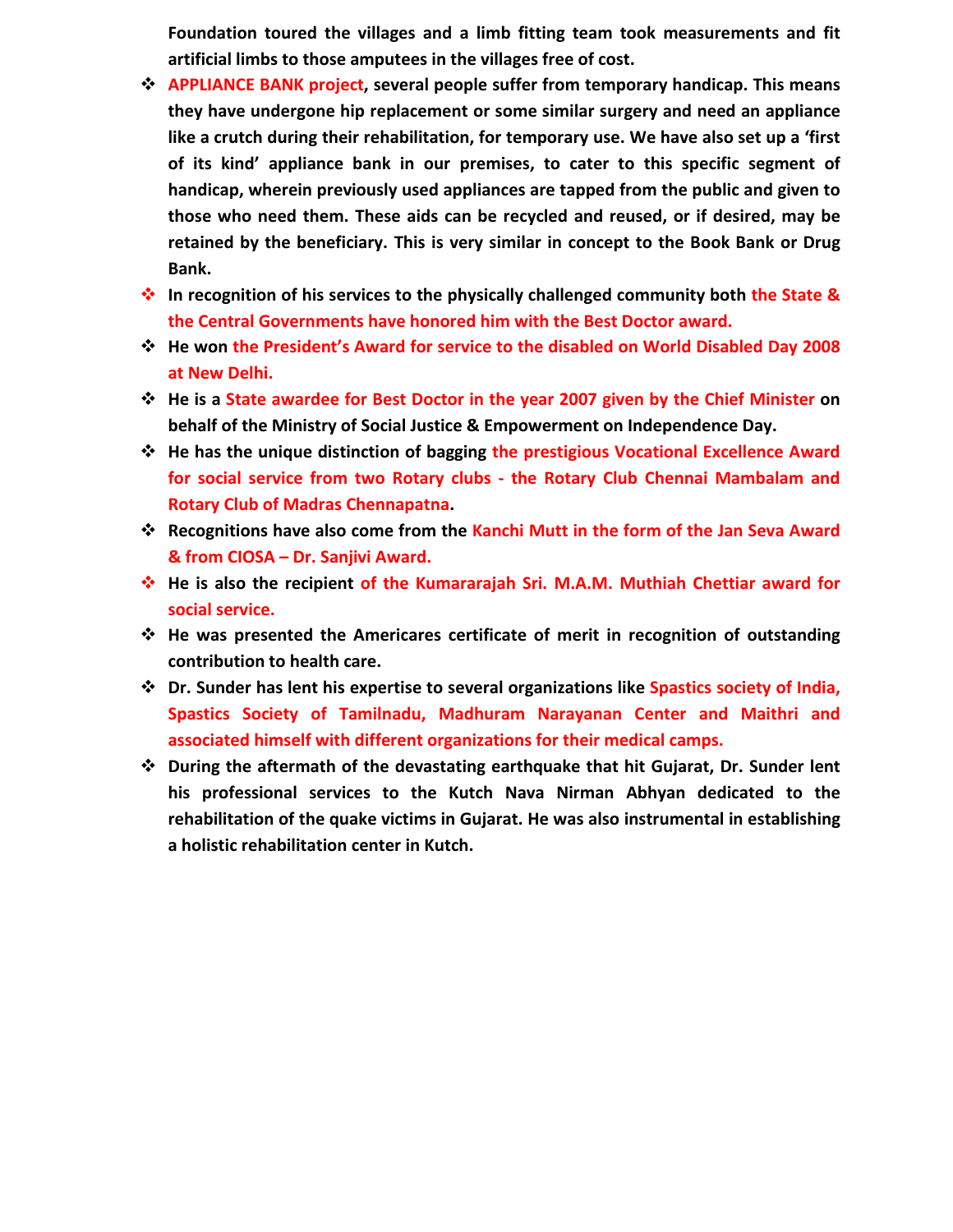**Foundation toured the villages and a limb fitting team took measurements and fit artificial limbs to those amputees in the villages free of cost.**

- **APPLIANCE BANK project, several people suffer from temporary handicap. This means they have undergone hip replacement or some similar surgery and need an appliance like a crutch during their rehabilitation, for temporary use. We have also set up a 'first of its kind' appliance bank in our premises, to cater to this specific segment of handicap, wherein previously used appliances are tapped from the public and given to those who need them. These aids can be recycled and reused, or if desired, may be retained by the beneficiary. This is very similar in concept to the Book Bank or Drug Bank.**
- **In recognition of his services to the physically challenged community both the State & the Central Governments have honored him with the Best Doctor award.**
- **He won the President's Award for service to the disabled on World Disabled Day 2008 at New Delhi.**
- **He is a State awardee for Best Doctor in the year 2007 given by the Chief Minister on behalf of the Ministry of Social Justice & Empowerment on Independence Day.**
- **He has the unique distinction of bagging the prestigious Vocational Excellence Award for social service from two Rotary clubs - the Rotary Club Chennai Mambalam and Rotary Club of Madras Chennapatna.**
- **Recognitions have also come from the Kanchi Mutt in the form of the Jan Seva Award & from CIOSA – Dr. Sanjivi Award.**
- **He is also the recipient of the Kumararajah Sri. M.A.M. Muthiah Chettiar award for social service.**
- **He was presented the Americares certificate of merit in recognition of outstanding contribution to health care.**
- **Dr. Sunder has lent his expertise to several organizations like Spastics society of India, Spastics Society of Tamilnadu, Madhuram Narayanan Center and Maithri and associated himself with different organizations for their medical camps.**
- **During the aftermath of the devastating earthquake that hit Gujarat, Dr. Sunder lent his professional services to the Kutch Nava Nirman Abhyan dedicated to the rehabilitation of the quake victims in Gujarat. He was also instrumental in establishing a holistic rehabilitation center in Kutch.**